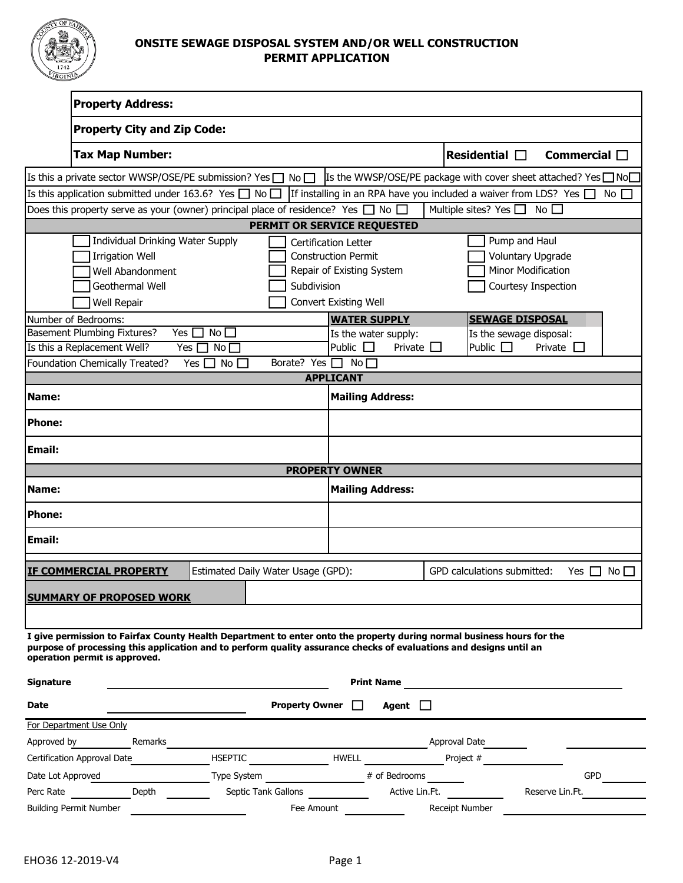# ONSITE SEWAGE DISPOSAL SYSTEM AND/OR WELL CONSTRUCTION PERMIT APPLICATION

| | |
|---|---|
| **Property Address:** | |
| **Property City and Zip Code:** | |
| **Tax Map Number:** | **Residential** ☐ **Commercial** ☐ |

Is this a private sector WWSP/OSE/PE submission? Yes ☐ No ☐ | Is the WWSP/OSE/PE package with cover sheet attached? Yes ☐ No ☐

Is this application submitted under 163.6? Yes ☐ No ☐ | If installing in an RPA have you included a waiver from LDS? Yes ☐ No ☐

Does this property serve as your (owner) principal place of residence? Yes ☐ No ☐ | Multiple sites? Yes ☐ No ☐

## PERMIT OR SERVICE REQUESTED

| | | |
|---|---|---|
| ☐ Individual Drinking Water Supply | ☐ Certification Letter | ☐ Pump and Haul |
| ☐ Irrigation Well | ☐ Construction Permit | ☐ Voluntary Upgrade |
| ☐ Well Abandonment | ☐ Repair of Existing System | ☐ Minor Modification |
| ☐ Geothermal Well | ☐ Subdivision | ☐ Courtesy Inspection |
| ☐ Well Repair | ☐ Convert Existing Well | |

| | **WATER SUPPLY** | **SEWAGE DISPOSAL** |
|---|---|---|
| Number of Bedrooms: | Is the water supply: | Is the sewage disposal: |
| Basement Plumbing Fixtures? Yes ☐ No ☐ | Public ☐ Private ☐ | Public ☐ Private ☐ |
| Is this a Replacement Well? Yes ☐ No ☐ | | |
| Foundation Chemically Treated? Yes ☐ No ☐ Borate? Yes ☐ No ☐ | | |

## APPLICANT

| | |
|---|---|
| **Name:** | **Mailing Address:** |
| **Phone:** | |
| **Email:** | |

## PROPERTY OWNER

| | |
|---|---|
| **Name:** | **Mailing Address:** |
| **Phone:** | |
| **Email:** | |

| **IF COMMERCIAL PROPERTY** | Estimated Daily Water Usage (GPD): | GPD calculations submitted: Yes ☐ No ☐ |
|---|---|---|

**SUMMARY OF PROPOSED WORK**

**I give permission to Fairfax County Health Department to enter onto the property during normal business hours for the purpose of processing this application and to perform quality assurance checks of evaluations and designs until an operation permit is approved.**

**Signature** ____________________ **Print Name** ____________________

**Date** ____________________ **Property Owner** ☐ **Agent** ☐

For Department Use Only

Approved by ________ Remarks ____________________ Approval Date ________

Certification Approval Date ________ HSEPTIC ________ HWELL ________ Project # ________

Date Lot Approved ________ Type System ________ # of Bedrooms ________ GPD ________

Perc Rate ________ Depth ________ Septic Tank Gallons ________ Active Lin.Ft. ________ Reserve Lin.Ft. ________

Building Permit Number ________ Fee Amount ________ Receipt Number ________

EHO36 12-2019-V4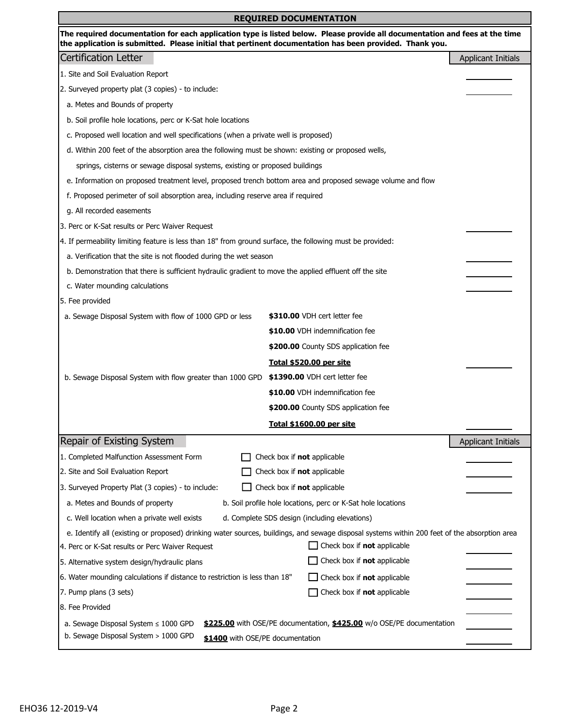## REQUIRED DOCUMENTATION

**The required documentation for each application type is listed below. Please provide all documentation and fees at the time the application is submitted. Please initial that pertinent documentation has been provided. Thank you.**

### Certification Letter

| | Applicant Initials |
|---|---|
| 1. Site and Soil Evaluation Report | ________ |
| 2. Surveyed property plat (3 copies) - to include: | ________ |
| a. Metes and Bounds of property | |
| b. Soil profile hole locations, perc or K-Sat hole locations | |
| c. Proposed well location and well specifications (when a private well is proposed) | |
| d. Within 200 feet of the absorption area the following must be shown: existing or proposed wells, springs, cisterns or sewage disposal systems, existing or proposed buildings | |
| e. Information on proposed treatment level, proposed trench bottom area and proposed sewage volume and flow | |
| f. Proposed perimeter of soil absorption area, including reserve area if required | |
| g. All recorded easements | |
| 3. Perc or K-Sat results or Perc Waiver Request | ________ |
| 4. If permeability limiting feature is less than 18" from ground surface, the following must be provided: | |
| a. Verification that the site is not flooded during the wet season | ________ |
| b. Demonstration that there is sufficient hydraulic gradient to move the applied effluent off the site | ________ |
| c. Water mounding calculations | ________ |
| 5. Fee provided | |
| a. Sewage Disposal System with flow of 1000 GPD or less — **$310.00** VDH cert letter fee; **$10.00** VDH indemnification fee; **$200.00** County SDS application fee; **Total $520.00 per site** | ________ |
| b. Sewage Disposal System with flow greater than 1000 GPD — **$1390.00** VDH cert letter fee; **$10.00** VDH indemnification fee; **$200.00** County SDS application fee; **Total $1600.00 per site** | ________ |

### Repair of Existing System

| | | Applicant Initials |
|---|---|---|
| 1. Completed Malfunction Assessment Form | ☐ Check box if **not** applicable | ________ |
| 2. Site and Soil Evaluation Report | ☐ Check box if **not** applicable | ________ |
| 3. Surveyed Property Plat (3 copies) - to include: | ☐ Check box if **not** applicable | ________ |
| a. Metes and Bounds of property | b. Soil profile hole locations, perc or K-Sat hole locations | |
| c. Well location when a private well exists | d. Complete SDS design (including elevations) | |
| e. Identify all (existing or proposed) drinking water sources, buildings, and sewage disposal systems within 200 feet of the absorption area | | |
| 4. Perc or K-Sat results or Perc Waiver Request | ☐ Check box if **not** applicable | ________ |
| 5. Alternative system design/hydraulic plans | ☐ Check box if **not** applicable | ________ |
| 6. Water mounding calculations if distance to restriction is less than 18" | ☐ Check box if **not** applicable | ________ |
| 7. Pump plans (3 sets) | ☐ Check box if **not** applicable | ________ |
| 8. Fee Provided | | ________ |
| a. Sewage Disposal System ≤ 1000 GPD | **$225.00** with OSE/PE documentation, **$425.00** w/o OSE/PE documentation | ________ |
| b. Sewage Disposal System > 1000 GPD | **$1400** with OSE/PE documentation | ________ |

EHO36 12-2019-V4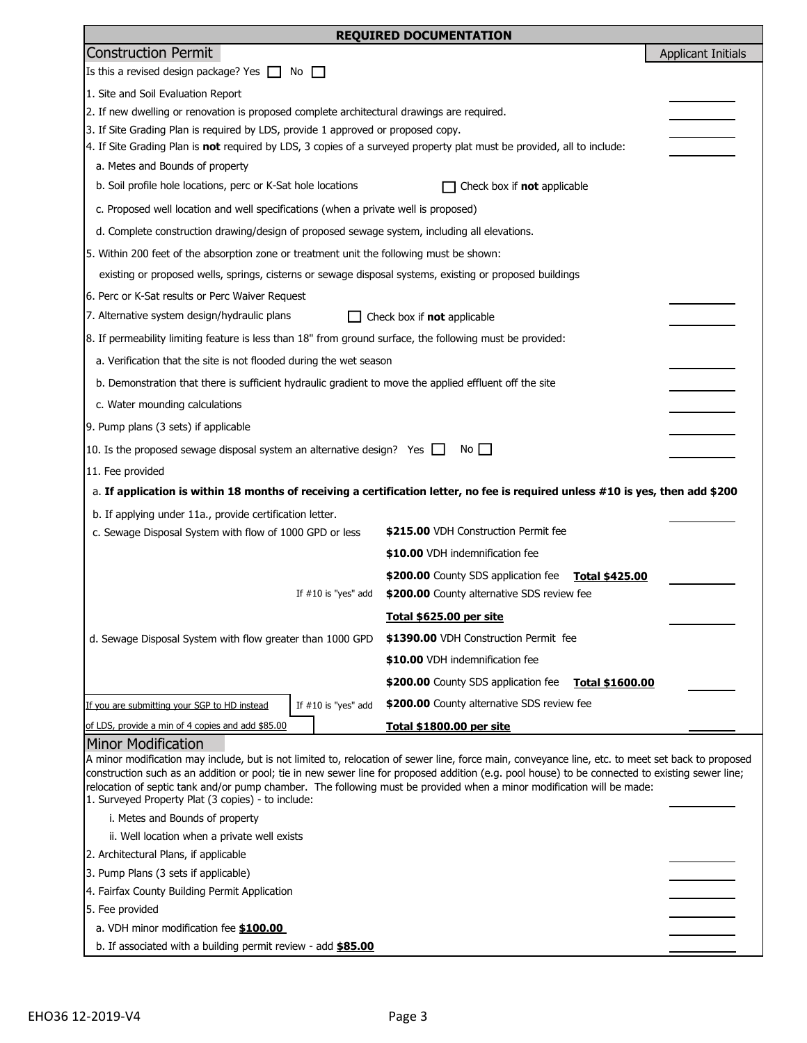## REQUIRED DOCUMENTATION

### Construction Permit

Applicant Initials

Is this a revised design package? Yes ☐ No ☐

1. Site and Soil Evaluation Report ________
2. If new dwelling or renovation is proposed complete architectural drawings are required. ________
3. If Site Grading Plan is required by LDS, provide 1 approved or proposed copy. ________
4. If Site Grading Plan is **not** required by LDS, 3 copies of a surveyed property plat must be provided, all to include: ________
   - a. Metes and Bounds of property
   - b. Soil profile hole locations, perc or K-Sat hole locations ☐ Check box if **not** applicable
   - c. Proposed well location and well specifications (when a private well is proposed)
   - d. Complete construction drawing/design of proposed sewage system, including all elevations.
5. Within 200 feet of the absorption zone or treatment unit the following must be shown:
   existing or proposed wells, springs, cisterns or sewage disposal systems, existing or proposed buildings
6. Perc or K-Sat results or Perc Waiver Request ________
7. Alternative system design/hydraulic plans ☐ Check box if **not** applicable ________
8. If permeability limiting feature is less than 18" from ground surface, the following must be provided:
   - a. Verification that the site is not flooded during the wet season ________
   - b. Demonstration that there is sufficient hydraulic gradient to move the applied effluent off the site ________
   - c. Water mounding calculations ________
9. Pump plans (3 sets) if applicable ________
10. Is the proposed sewage disposal system an alternative design? Yes ☐ No ☐ ________
11. Fee provided
    - a. **If application is within 18 months of receiving a certification letter, no fee is required unless #10 is yes, then add $200**
    - b. If applying under 11a., provide certification letter. ________
    - c. Sewage Disposal System with flow of 1000 GPD or less
      - **$215.00** VDH Construction Permit fee
      - **$10.00** VDH indemnification fee
      - **$200.00** County SDS application fee **Total $425.00** ________
      - If #10 is "yes" add **$200.00** County alternative SDS review fee
      - **Total $625.00 per site** ________
    - d. Sewage Disposal System with flow greater than 1000 GPD
      - **$1390.00** VDH Construction Permit fee
      - **$10.00** VDH indemnification fee
      - **$200.00** County SDS application fee **Total $1600.00** ________
      - If #10 is "yes" add **$200.00** County alternative SDS review fee
      - **Total $1800.00 per site** ________

If you are submitting your SGP to HD instead of LDS, provide a min of 4 copies and add $85.00

### Minor Modification

A minor modification may include, but is not limited to, relocation of sewer line, force main, conveyance line, etc. to meet set back to proposed construction such as an addition or pool; tie in new sewer line for proposed addition (e.g. pool house) to be connected to existing sewer line; relocation of septic tank and/or pump chamber. The following must be provided when a minor modification will be made:

1. Surveyed Property Plat (3 copies) - to include: ________
   - i. Metes and Bounds of property
   - ii. Well location when a private well exists
2. Architectural Plans, if applicable ________
3. Pump Plans (3 sets if applicable) ________
4. Fairfax County Building Permit Application ________
5. Fee provided ________
   - a. VDH minor modification fee **$100.00** ________
   - b. If associated with a building permit review - add **$85.00** ________

EHO36 12-2019-V4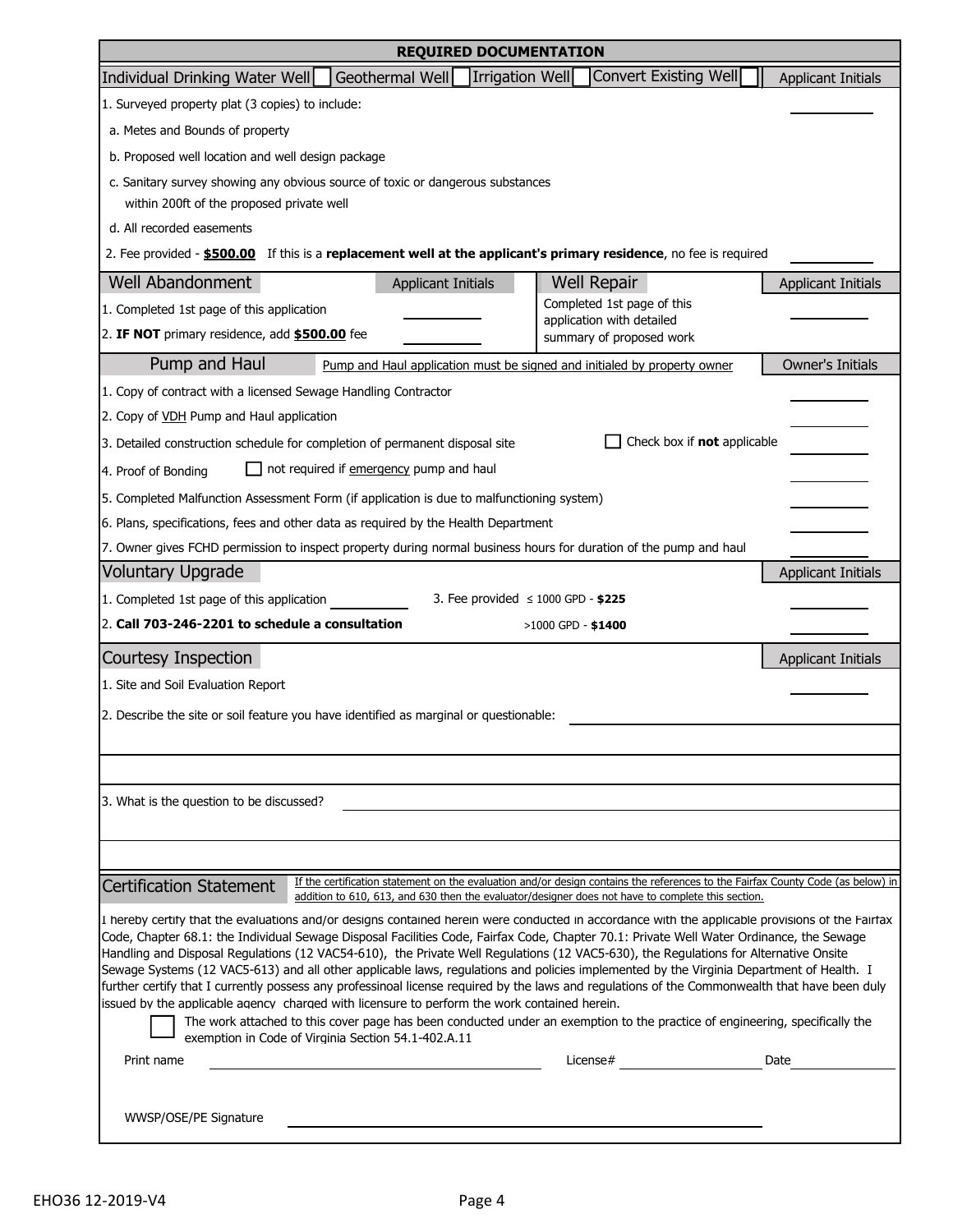## REQUIRED DOCUMENTATION

Individual Drinking Water Well ☐ Geothermal Well ☐ Irrigation Well ☐ Convert Existing Well ☐ — Applicant Initials

1. Surveyed property plat (3 copies) to include: ______
   - a. Metes and Bounds of property
   - b. Proposed well location and well design package
   - c. Sanitary survey showing any obvious source of toxic or dangerous substances within 200ft of the proposed private well
   - d. All recorded easements
2. Fee provided - **$500.00** If this is a **replacement well at the applicant's primary residence**, no fee is required ______

### Well Abandonment — Applicant Initials

1. Completed 1st page of this application ______
2. **IF NOT** primary residence, add **$500.00** fee ______

### Well Repair — Applicant Initials

Completed 1st page of this application with detailed summary of proposed work ______

### Pump and Haul

Pump and Haul application must be signed and initialed by property owner — Owner's Initials

1. Copy of contract with a licensed Sewage Handling Contractor ______
2. Copy of VDH Pump and Haul application ______
3. Detailed construction schedule for completion of permanent disposal site ☐ Check box if **not** applicable ______
4. Proof of Bonding ☐ not required if emergency pump and haul ______
5. Completed Malfunction Assessment Form (if application is due to malfunctioning system) ______
6. Plans, specifications, fees and other data as required by the Health Department ______
7. Owner gives FCHD permission to inspect property during normal business hours for duration of the pump and haul ______

### Voluntary Upgrade — Applicant Initials

1. Completed 1st page of this application ______
2. **Call 703-246-2201 to schedule a consultation**
3. Fee provided ≤ 1000 GPD - **$225** ______
   >1000 GPD - **$1400** ______

### Courtesy Inspection — Applicant Initials

1. Site and Soil Evaluation Report ______
2. Describe the site or soil feature you have identified as marginal or questionable: ______________________
3. What is the question to be discussed? ______________________

### Certification Statement

If the certification statement on the evaluation and/or design contains the references to the Fairfax County Code (as below) in addition to 610, 613, and 630 then the evaluator/designer does not have to complete this section.

I hereby certify that the evaluations and/or designs contained herein were conducted in accordance with the applicable provisions of the Fairfax Code, Chapter 68.1: the Individual Sewage Disposal Facilities Code, Fairfax Code, Chapter 70.1: Private Well Water Ordinance, the Sewage Handling and Disposal Regulations (12 VAC54-610), the Private Well Regulations (12 VAC5-630), the Regulations for Alternative Onsite Sewage Systems (12 VAC5-613) and all other applicable laws, regulations and policies implemented by the Virginia Department of Health. I further certify that I currently possess any professinoal license required by the laws and regulations of the Commonwealth that have been duly issued by the applicable agency charged with licensure to perform the work contained herein.

☐ The work attached to this cover page has been conducted under an exemption to the practice of engineering, specifically the exemption in Code of Virginia Section 54.1-402.A.11

Print name ______________________ License# ______________ Date ______________

WWSP/OSE/PE Signature ______________________

EHO36 12-2019-V4